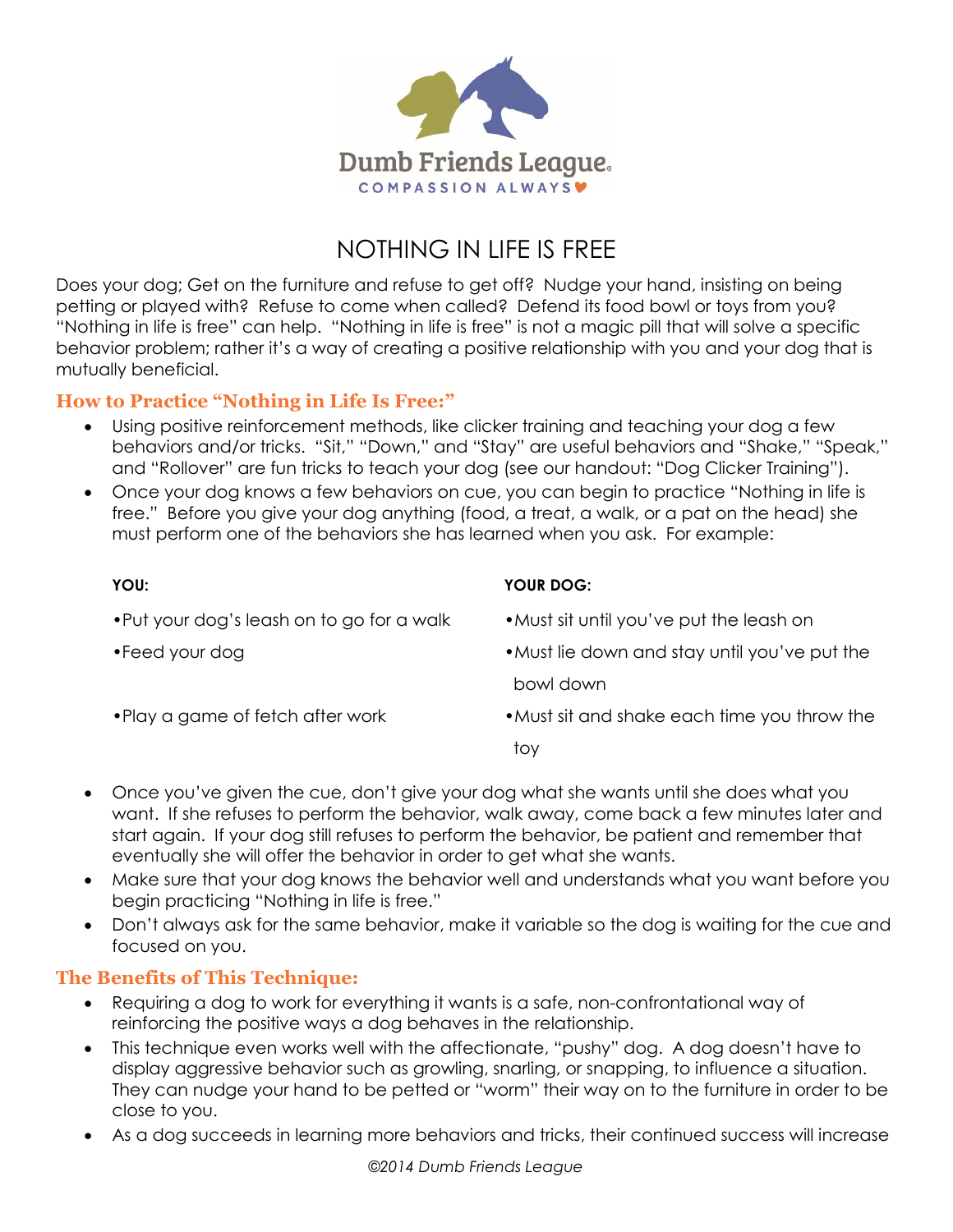Dumb Friends League
COMPASSION ALWAYS

# NOTHING IN LIFE IS FREE

Does your dog; Get on the furniture and refuse to get off? Nudge your hand, insisting on being petting or played with? Refuse to come when called? Defend its food bowl or toys from you? "Nothing in life is free" can help. "Nothing in life is free" is not a magic pill that will solve a specific behavior problem; rather it's a way of creating a positive relationship with you and your dog that is mutually beneficial.

## How to Practice "Nothing in Life Is Free:"

- Using positive reinforcement methods, like clicker training and teaching your dog a few behaviors and/or tricks. "Sit," "Down," and "Stay" are useful behaviors and "Shake," "Speak," and "Rollover" are fun tricks to teach your dog (see our handout: "Dog Clicker Training").
- Once your dog knows a few behaviors on cue, you can begin to practice "Nothing in life is free." Before you give your dog anything (food, a treat, a walk, or a pat on the head) she must perform one of the behaviors she has learned when you ask. For example:

| YOU: | YOUR DOG: |
|---|---|
| •Put your dog's leash on to go for a walk | •Must sit until you've put the leash on |
| •Feed your dog | •Must lie down and stay until you've put the bowl down |
| •Play a game of fetch after work | •Must sit and shake each time you throw the toy |

- Once you've given the cue, don't give your dog what she wants until she does what you want. If she refuses to perform the behavior, walk away, come back a few minutes later and start again. If your dog still refuses to perform the behavior, be patient and remember that eventually she will offer the behavior in order to get what she wants.
- Make sure that your dog knows the behavior well and understands what you want before you begin practicing "Nothing in life is free."
- Don't always ask for the same behavior, make it variable so the dog is waiting for the cue and focused on you.

## The Benefits of This Technique:

- Requiring a dog to work for everything it wants is a safe, non-confrontational way of reinforcing the positive ways a dog behaves in the relationship.
- This technique even works well with the affectionate, "pushy" dog. A dog doesn't have to display aggressive behavior such as growling, snarling, or snapping, to influence a situation. They can nudge your hand to be petted or "worm" their way on to the furniture in order to be close to you.
- As a dog succeeds in learning more behaviors and tricks, their continued success will increase

*©2014 Dumb Friends League*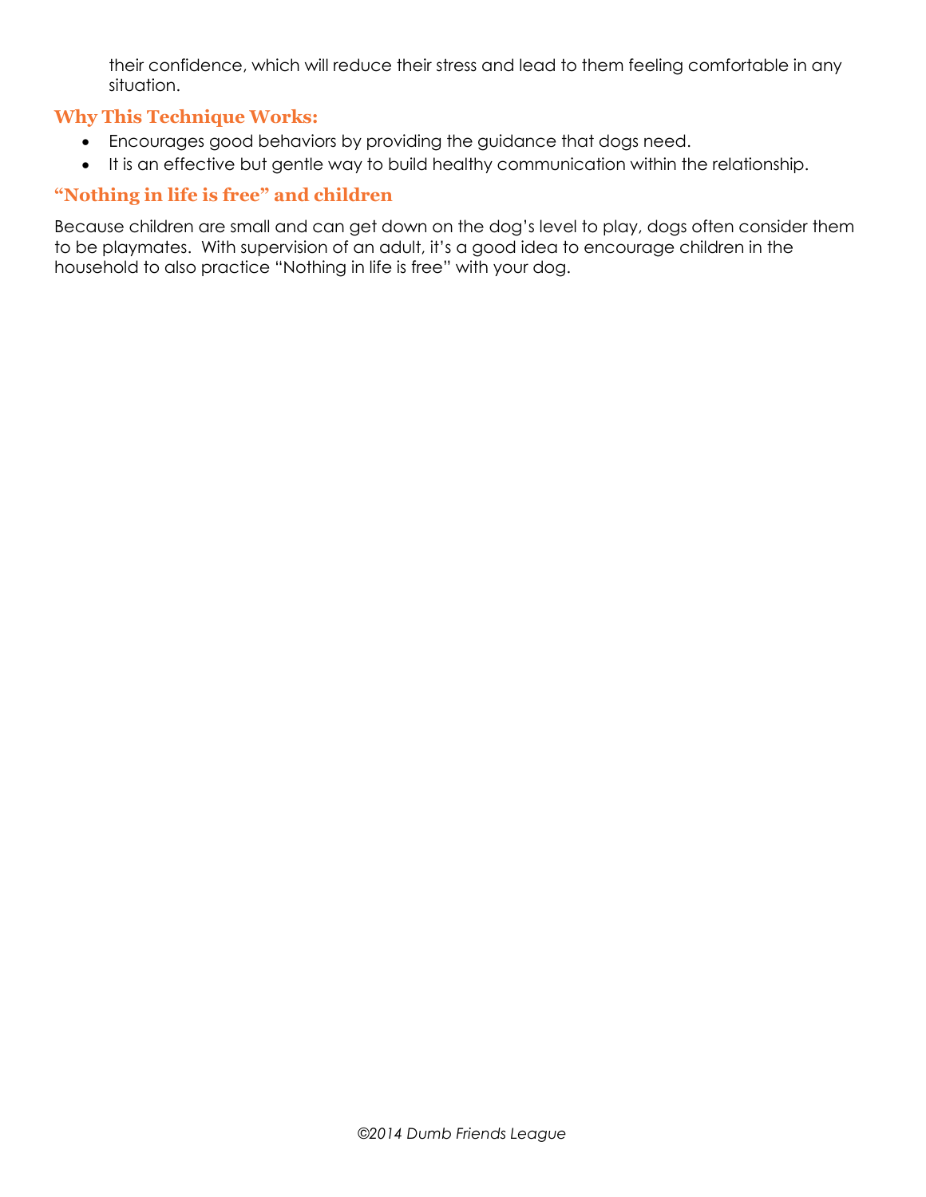their confidence, which will reduce their stress and lead to them feeling comfortable in any situation.

## Why This Technique Works:

- Encourages good behaviors by providing the guidance that dogs need.
- It is an effective but gentle way to build healthy communication within the relationship.

## "Nothing in life is free" and children

Because children are small and can get down on the dog's level to play, dogs often consider them to be playmates. With supervision of an adult, it's a good idea to encourage children in the household to also practice "Nothing in life is free" with your dog.

*©2014 Dumb Friends League*